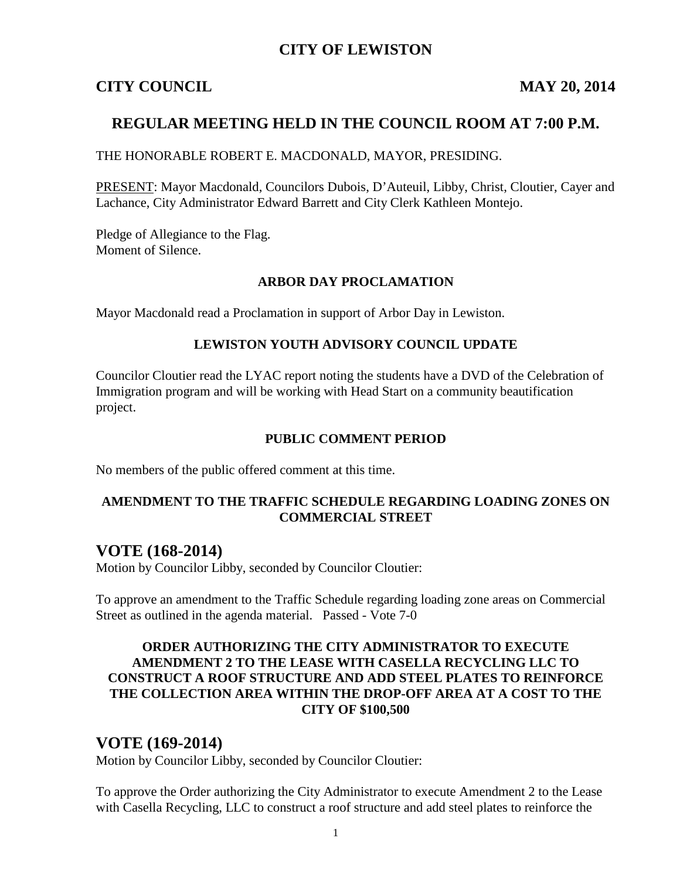# CITY OF LEWISTON

**CITY COUNCIL** **MAY 20, 2014**

## REGULAR MEETING HELD IN THE COUNCIL ROOM AT 7:00 P.M.

THE HONORABLE ROBERT E. MACDONALD, MAYOR, PRESIDING.

PRESENT: Mayor Macdonald, Councilors Dubois, D'Auteuil, Libby, Christ, Cloutier, Cayer and Lachance, City Administrator Edward Barrett and City Clerk Kathleen Montejo.

Pledge of Allegiance to the Flag.
Moment of Silence.

### ARBOR DAY PROCLAMATION

Mayor Macdonald read a Proclamation in support of Arbor Day in Lewiston.

### LEWISTON YOUTH ADVISORY COUNCIL UPDATE

Councilor Cloutier read the LYAC report noting the students have a DVD of the Celebration of Immigration program and will be working with Head Start on a community beautification project.

### PUBLIC COMMENT PERIOD

No members of the public offered comment at this time.

### AMENDMENT TO THE TRAFFIC SCHEDULE REGARDING LOADING ZONES ON COMMERCIAL STREET

## VOTE (168-2014)

Motion by Councilor Libby, seconded by Councilor Cloutier:

To approve an amendment to the Traffic Schedule regarding loading zone areas on Commercial Street as outlined in the agenda material. Passed - Vote 7-0

### ORDER AUTHORIZING THE CITY ADMINISTRATOR TO EXECUTE AMENDMENT 2 TO THE LEASE WITH CASELLA RECYCLING LLC TO CONSTRUCT A ROOF STRUCTURE AND ADD STEEL PLATES TO REINFORCE THE COLLECTION AREA WITHIN THE DROP-OFF AREA AT A COST TO THE CITY OF $100,500

## VOTE (169-2014)

Motion by Councilor Libby, seconded by Councilor Cloutier:

To approve the Order authorizing the City Administrator to execute Amendment 2 to the Lease with Casella Recycling, LLC to construct a roof structure and add steel plates to reinforce the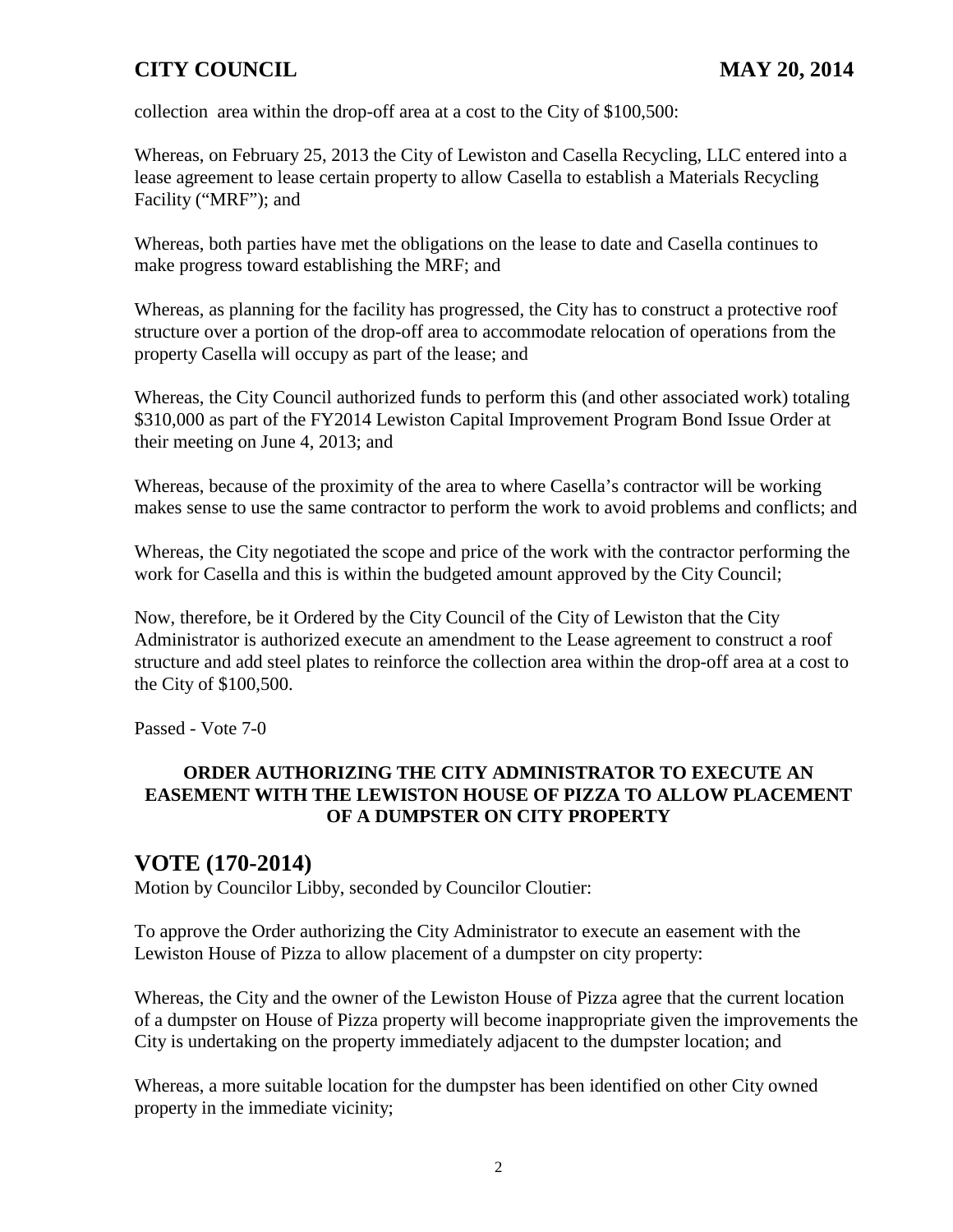collection area within the drop-off area at a cost to the City of $100,500:

Whereas, on February 25, 2013 the City of Lewiston and Casella Recycling, LLC entered into a lease agreement to lease certain property to allow Casella to establish a Materials Recycling Facility (“MRF”); and

Whereas, both parties have met the obligations on the lease to date and Casella continues to make progress toward establishing the MRF; and

Whereas, as planning for the facility has progressed, the City has to construct a protective roof structure over a portion of the drop-off area to accommodate relocation of operations from the property Casella will occupy as part of the lease; and

Whereas, the City Council authorized funds to perform this (and other associated work) totaling $310,000 as part of the FY2014 Lewiston Capital Improvement Program Bond Issue Order at their meeting on June 4, 2013; and

Whereas, because of the proximity of the area to where Casella’s contractor will be working makes sense to use the same contractor to perform the work to avoid problems and conflicts; and

Whereas, the City negotiated the scope and price of the work with the contractor performing the work for Casella and this is within the budgeted amount approved by the City Council;

Now, therefore, be it Ordered by the City Council of the City of Lewiston that the City Administrator is authorized execute an amendment to the Lease agreement to construct a roof structure and add steel plates to reinforce the collection area within the drop-off area at a cost to the City of $100,500.

Passed - Vote 7-0

**ORDER AUTHORIZING THE CITY ADMINISTRATOR TO EXECUTE AN EASEMENT WITH THE LEWISTON HOUSE OF PIZZA TO ALLOW PLACEMENT OF A DUMPSTER ON CITY PROPERTY**

## VOTE (170-2014)

Motion by Councilor Libby, seconded by Councilor Cloutier:

To approve the Order authorizing the City Administrator to execute an easement with the Lewiston House of Pizza to allow placement of a dumpster on city property:

Whereas, the City and the owner of the Lewiston House of Pizza agree that the current location of a dumpster on House of Pizza property will become inappropriate given the improvements the City is undertaking on the property immediately adjacent to the dumpster location; and

Whereas, a more suitable location for the dumpster has been identified on other City owned property in the immediate vicinity;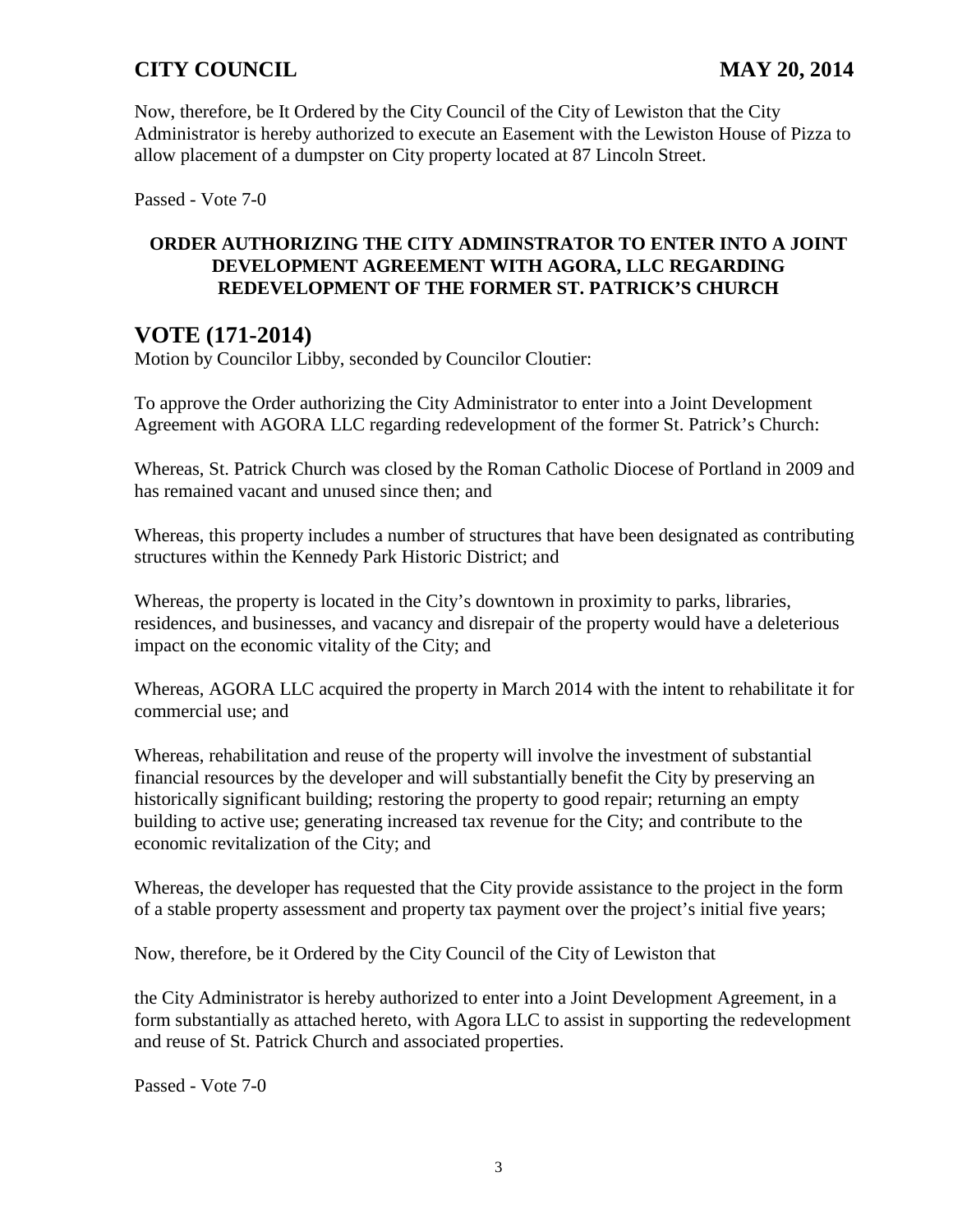Now, therefore, be It Ordered by the City Council of the City of Lewiston that the City Administrator is hereby authorized to execute an Easement with the Lewiston House of Pizza to allow placement of a dumpster on City property located at 87 Lincoln Street.

Passed - Vote 7-0

**ORDER AUTHORIZING THE CITY ADMINSTRATOR TO ENTER INTO A JOINT DEVELOPMENT AGREEMENT WITH AGORA, LLC REGARDING REDEVELOPMENT OF THE FORMER ST. PATRICK'S CHURCH**

## VOTE (171-2014)

Motion by Councilor Libby, seconded by Councilor Cloutier:

To approve the Order authorizing the City Administrator to enter into a Joint Development Agreement with AGORA LLC regarding redevelopment of the former St. Patrick's Church:

Whereas, St. Patrick Church was closed by the Roman Catholic Diocese of Portland in 2009 and has remained vacant and unused since then; and

Whereas, this property includes a number of structures that have been designated as contributing structures within the Kennedy Park Historic District; and

Whereas, the property is located in the City's downtown in proximity to parks, libraries, residences, and businesses, and vacancy and disrepair of the property would have a deleterious impact on the economic vitality of the City; and

Whereas, AGORA LLC acquired the property in March 2014 with the intent to rehabilitate it for commercial use; and

Whereas, rehabilitation and reuse of the property will involve the investment of substantial financial resources by the developer and will substantially benefit the City by preserving an historically significant building; restoring the property to good repair; returning an empty building to active use; generating increased tax revenue for the City; and contribute to the economic revitalization of the City; and

Whereas, the developer has requested that the City provide assistance to the project in the form of a stable property assessment and property tax payment over the project's initial five years;

Now, therefore, be it Ordered by the City Council of the City of Lewiston that

the City Administrator is hereby authorized to enter into a Joint Development Agreement, in a form substantially as attached hereto, with Agora LLC to assist in supporting the redevelopment and reuse of St. Patrick Church and associated properties.

Passed - Vote 7-0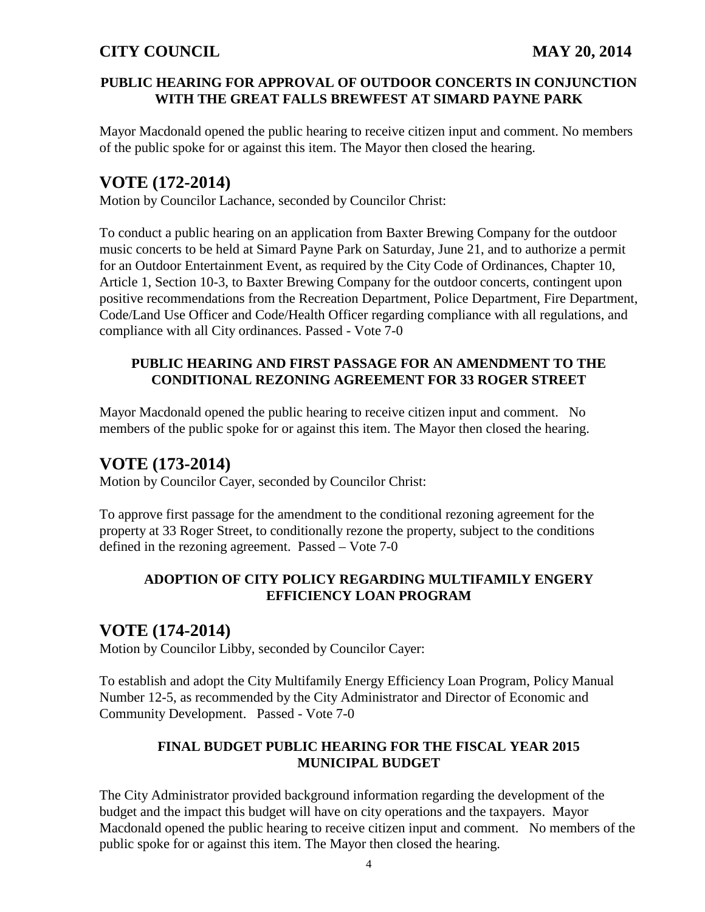**PUBLIC HEARING FOR APPROVAL OF OUTDOOR CONCERTS IN CONJUNCTION WITH THE GREAT FALLS BREWFEST AT SIMARD PAYNE PARK**

Mayor Macdonald opened the public hearing to receive citizen input and comment. No members of the public spoke for or against this item. The Mayor then closed the hearing.

## VOTE (172-2014)

Motion by Councilor Lachance, seconded by Councilor Christ:

To conduct a public hearing on an application from Baxter Brewing Company for the outdoor music concerts to be held at Simard Payne Park on Saturday, June 21, and to authorize a permit for an Outdoor Entertainment Event, as required by the City Code of Ordinances, Chapter 10, Article 1, Section 10-3, to Baxter Brewing Company for the outdoor concerts, contingent upon positive recommendations from the Recreation Department, Police Department, Fire Department, Code/Land Use Officer and Code/Health Officer regarding compliance with all regulations, and compliance with all City ordinances. Passed - Vote 7-0

**PUBLIC HEARING AND FIRST PASSAGE FOR AN AMENDMENT TO THE CONDITIONAL REZONING AGREEMENT FOR 33 ROGER STREET**

Mayor Macdonald opened the public hearing to receive citizen input and comment. No members of the public spoke for or against this item. The Mayor then closed the hearing.

## VOTE (173-2014)

Motion by Councilor Cayer, seconded by Councilor Christ:

To approve first passage for the amendment to the conditional rezoning agreement for the property at 33 Roger Street, to conditionally rezone the property, subject to the conditions defined in the rezoning agreement. Passed – Vote 7-0

**ADOPTION OF CITY POLICY REGARDING MULTIFAMILY ENGERY EFFICIENCY LOAN PROGRAM**

## VOTE (174-2014)

Motion by Councilor Libby, seconded by Councilor Cayer:

To establish and adopt the City Multifamily Energy Efficiency Loan Program, Policy Manual Number 12-5, as recommended by the City Administrator and Director of Economic and Community Development. Passed - Vote 7-0

**FINAL BUDGET PUBLIC HEARING FOR THE FISCAL YEAR 2015 MUNICIPAL BUDGET**

The City Administrator provided background information regarding the development of the budget and the impact this budget will have on city operations and the taxpayers. Mayor Macdonald opened the public hearing to receive citizen input and comment. No members of the public spoke for or against this item. The Mayor then closed the hearing.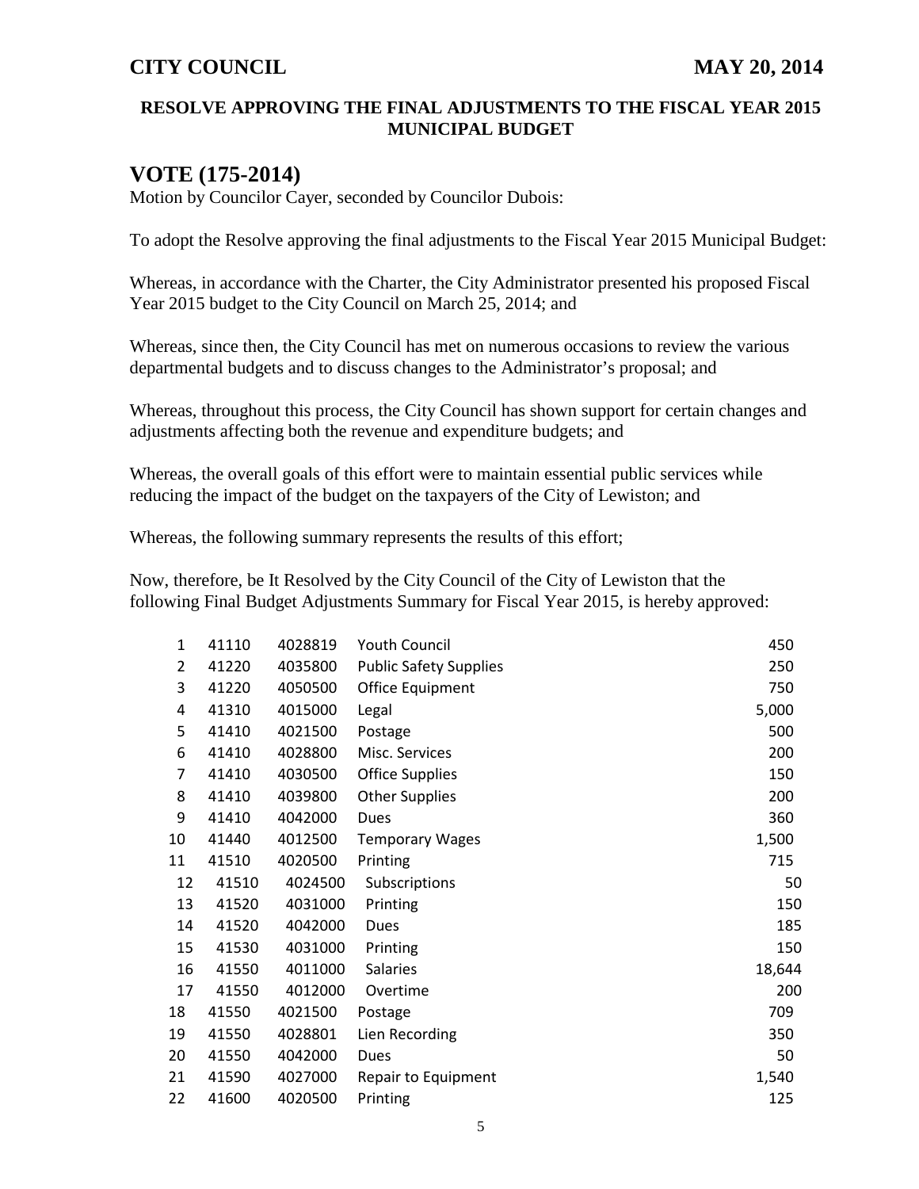**CITY COUNCIL** **MAY 20, 2014**

### RESOLVE APPROVING THE FINAL ADJUSTMENTS TO THE FISCAL YEAR 2015 MUNICIPAL BUDGET

## VOTE (175-2014)

Motion by Councilor Cayer, seconded by Councilor Dubois:

To adopt the Resolve approving the final adjustments to the Fiscal Year 2015 Municipal Budget:

Whereas, in accordance with the Charter, the City Administrator presented his proposed Fiscal Year 2015 budget to the City Council on March 25, 2014; and

Whereas, since then, the City Council has met on numerous occasions to review the various departmental budgets and to discuss changes to the Administrator's proposal; and

Whereas, throughout this process, the City Council has shown support for certain changes and adjustments affecting both the revenue and expenditure budgets; and

Whereas, the overall goals of this effort were to maintain essential public services while reducing the impact of the budget on the taxpayers of the City of Lewiston; and

Whereas, the following summary represents the results of this effort;

Now, therefore, be It Resolved by the City Council of the City of Lewiston that the following Final Budget Adjustments Summary for Fiscal Year 2015, is hereby approved:

| | | | | |
|---|---|---|---|---|
| 1 | 41110 | 4028819 | Youth Council | 450 |
| 2 | 41220 | 4035800 | Public Safety Supplies | 250 |
| 3 | 41220 | 4050500 | Office Equipment | 750 |
| 4 | 41310 | 4015000 | Legal | 5,000 |
| 5 | 41410 | 4021500 | Postage | 500 |
| 6 | 41410 | 4028800 | Misc. Services | 200 |
| 7 | 41410 | 4030500 | Office Supplies | 150 |
| 8 | 41410 | 4039800 | Other Supplies | 200 |
| 9 | 41410 | 4042000 | Dues | 360 |
| 10 | 41440 | 4012500 | Temporary Wages | 1,500 |
| 11 | 41510 | 4020500 | Printing | 715 |
| 12 | 41510 | 4024500 | Subscriptions | 50 |
| 13 | 41520 | 4031000 | Printing | 150 |
| 14 | 41520 | 4042000 | Dues | 185 |
| 15 | 41530 | 4031000 | Printing | 150 |
| 16 | 41550 | 4011000 | Salaries | 18,644 |
| 17 | 41550 | 4012000 | Overtime | 200 |
| 18 | 41550 | 4021500 | Postage | 709 |
| 19 | 41550 | 4028801 | Lien Recording | 350 |
| 20 | 41550 | 4042000 | Dues | 50 |
| 21 | 41590 | 4027000 | Repair to Equipment | 1,540 |
| 22 | 41600 | 4020500 | Printing | 125 |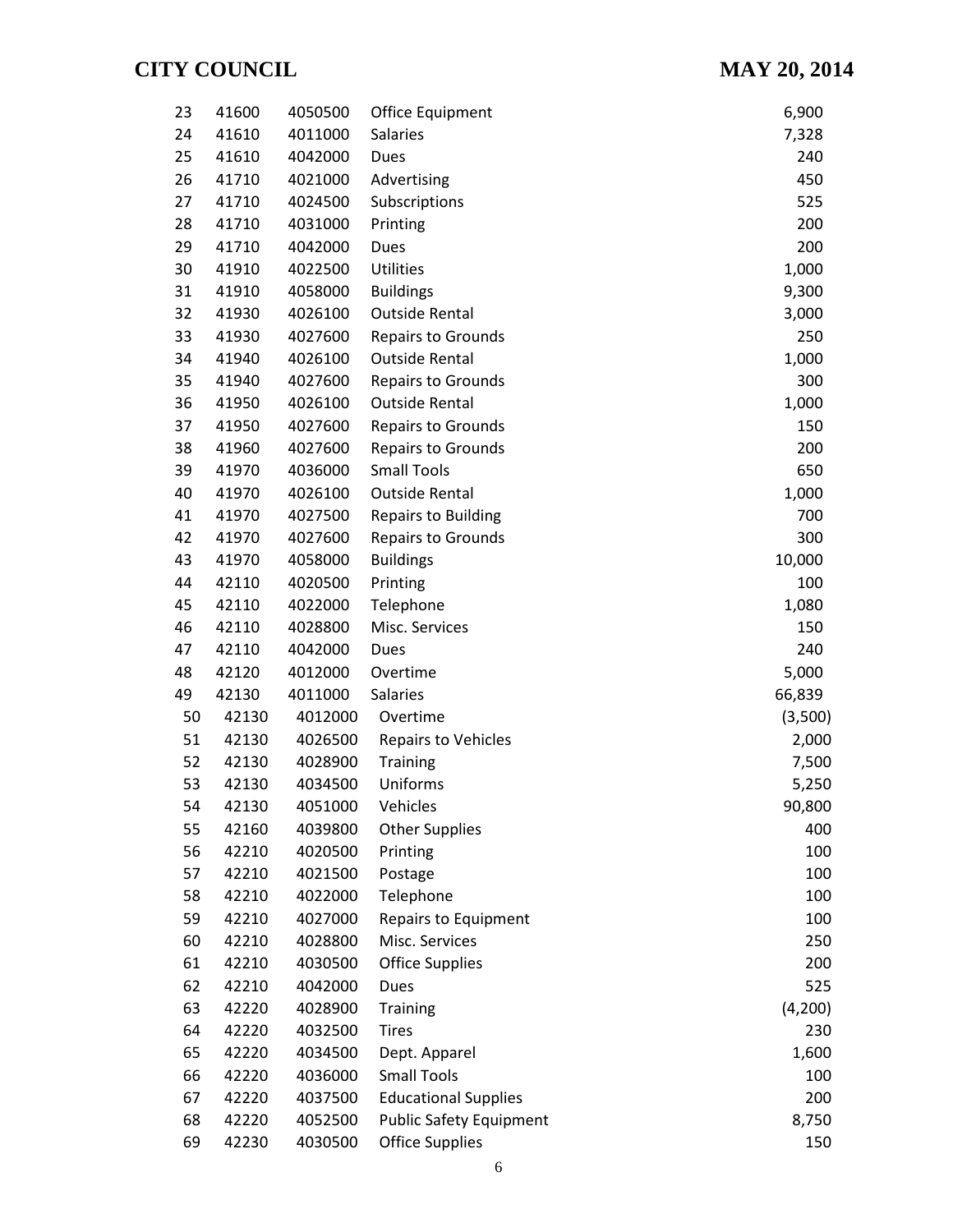| | | | | |
|---|---|---|---|---|
| 23 | 41600 | 4050500 | Office Equipment | 6,900 |
| 24 | 41610 | 4011000 | Salaries | 7,328 |
| 25 | 41610 | 4042000 | Dues | 240 |
| 26 | 41710 | 4021000 | Advertising | 450 |
| 27 | 41710 | 4024500 | Subscriptions | 525 |
| 28 | 41710 | 4031000 | Printing | 200 |
| 29 | 41710 | 4042000 | Dues | 200 |
| 30 | 41910 | 4022500 | Utilities | 1,000 |
| 31 | 41910 | 4058000 | Buildings | 9,300 |
| 32 | 41930 | 4026100 | Outside Rental | 3,000 |
| 33 | 41930 | 4027600 | Repairs to Grounds | 250 |
| 34 | 41940 | 4026100 | Outside Rental | 1,000 |
| 35 | 41940 | 4027600 | Repairs to Grounds | 300 |
| 36 | 41950 | 4026100 | Outside Rental | 1,000 |
| 37 | 41950 | 4027600 | Repairs to Grounds | 150 |
| 38 | 41960 | 4027600 | Repairs to Grounds | 200 |
| 39 | 41970 | 4036000 | Small Tools | 650 |
| 40 | 41970 | 4026100 | Outside Rental | 1,000 |
| 41 | 41970 | 4027500 | Repairs to Building | 700 |
| 42 | 41970 | 4027600 | Repairs to Grounds | 300 |
| 43 | 41970 | 4058000 | Buildings | 10,000 |
| 44 | 42110 | 4020500 | Printing | 100 |
| 45 | 42110 | 4022000 | Telephone | 1,080 |
| 46 | 42110 | 4028800 | Misc. Services | 150 |
| 47 | 42110 | 4042000 | Dues | 240 |
| 48 | 42120 | 4012000 | Overtime | 5,000 |
| 49 | 42130 | 4011000 | Salaries | 66,839 |
| 50 | 42130 | 4012000 | Overtime | (3,500) |
| 51 | 42130 | 4026500 | Repairs to Vehicles | 2,000 |
| 52 | 42130 | 4028900 | Training | 7,500 |
| 53 | 42130 | 4034500 | Uniforms | 5,250 |
| 54 | 42130 | 4051000 | Vehicles | 90,800 |
| 55 | 42160 | 4039800 | Other Supplies | 400 |
| 56 | 42210 | 4020500 | Printing | 100 |
| 57 | 42210 | 4021500 | Postage | 100 |
| 58 | 42210 | 4022000 | Telephone | 100 |
| 59 | 42210 | 4027000 | Repairs to Equipment | 100 |
| 60 | 42210 | 4028800 | Misc. Services | 250 |
| 61 | 42210 | 4030500 | Office Supplies | 200 |
| 62 | 42210 | 4042000 | Dues | 525 |
| 63 | 42220 | 4028900 | Training | (4,200) |
| 64 | 42220 | 4032500 | Tires | 230 |
| 65 | 42220 | 4034500 | Dept. Apparel | 1,600 |
| 66 | 42220 | 4036000 | Small Tools | 100 |
| 67 | 42220 | 4037500 | Educational Supplies | 200 |
| 68 | 42220 | 4052500 | Public Safety Equipment | 8,750 |
| 69 | 42230 | 4030500 | Office Supplies | 150 |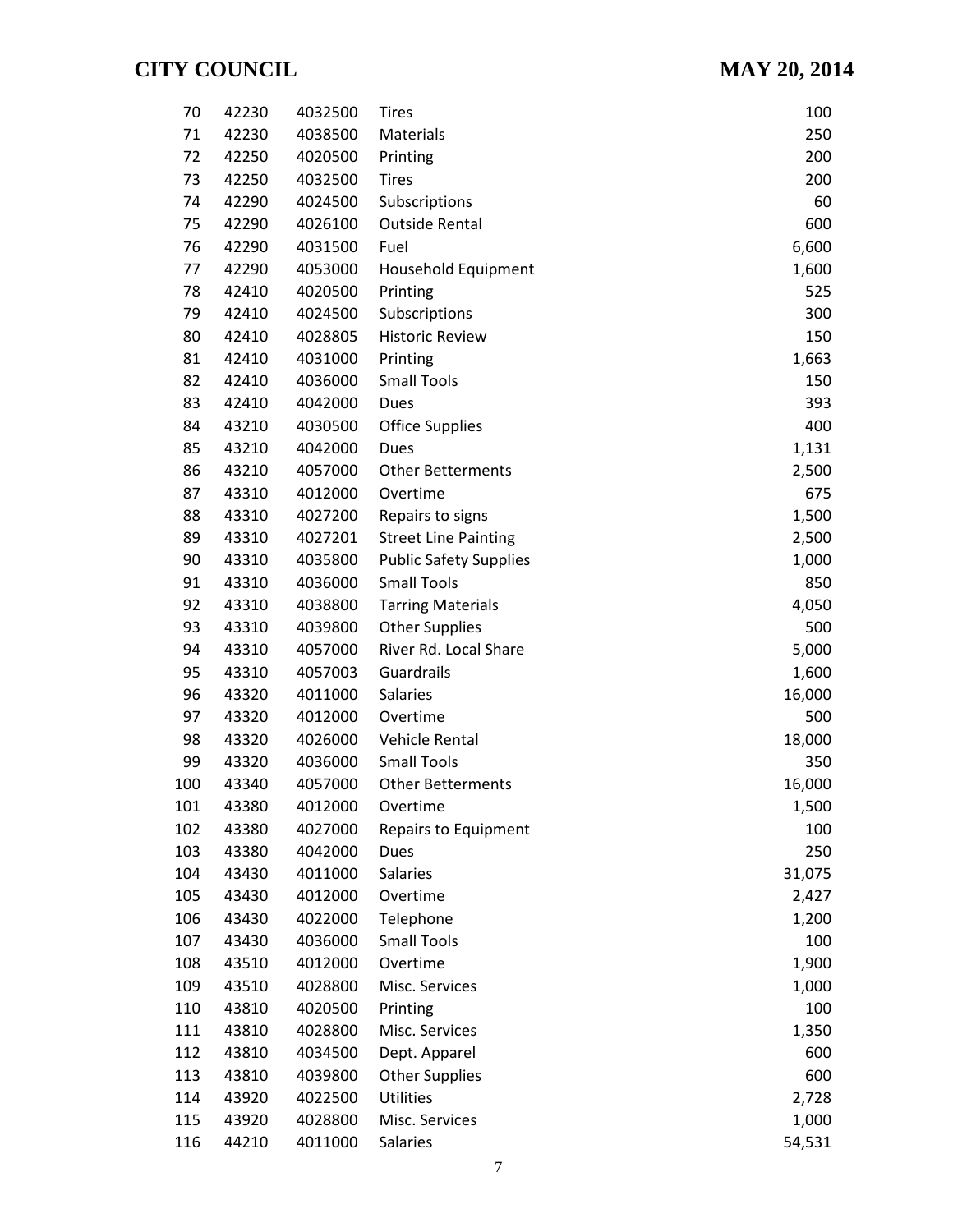| | | | | |
|---|---|---|---|---|
| 70 | 42230 | 4032500 | Tires | 100 |
| 71 | 42230 | 4038500 | Materials | 250 |
| 72 | 42250 | 4020500 | Printing | 200 |
| 73 | 42250 | 4032500 | Tires | 200 |
| 74 | 42290 | 4024500 | Subscriptions | 60 |
| 75 | 42290 | 4026100 | Outside Rental | 600 |
| 76 | 42290 | 4031500 | Fuel | 6,600 |
| 77 | 42290 | 4053000 | Household Equipment | 1,600 |
| 78 | 42410 | 4020500 | Printing | 525 |
| 79 | 42410 | 4024500 | Subscriptions | 300 |
| 80 | 42410 | 4028805 | Historic Review | 150 |
| 81 | 42410 | 4031000 | Printing | 1,663 |
| 82 | 42410 | 4036000 | Small Tools | 150 |
| 83 | 42410 | 4042000 | Dues | 393 |
| 84 | 43210 | 4030500 | Office Supplies | 400 |
| 85 | 43210 | 4042000 | Dues | 1,131 |
| 86 | 43210 | 4057000 | Other Betterments | 2,500 |
| 87 | 43310 | 4012000 | Overtime | 675 |
| 88 | 43310 | 4027200 | Repairs to signs | 1,500 |
| 89 | 43310 | 4027201 | Street Line Painting | 2,500 |
| 90 | 43310 | 4035800 | Public Safety Supplies | 1,000 |
| 91 | 43310 | 4036000 | Small Tools | 850 |
| 92 | 43310 | 4038800 | Tarring Materials | 4,050 |
| 93 | 43310 | 4039800 | Other Supplies | 500 |
| 94 | 43310 | 4057000 | River Rd. Local Share | 5,000 |
| 95 | 43310 | 4057003 | Guardrails | 1,600 |
| 96 | 43320 | 4011000 | Salaries | 16,000 |
| 97 | 43320 | 4012000 | Overtime | 500 |
| 98 | 43320 | 4026000 | Vehicle Rental | 18,000 |
| 99 | 43320 | 4036000 | Small Tools | 350 |
| 100 | 43340 | 4057000 | Other Betterments | 16,000 |
| 101 | 43380 | 4012000 | Overtime | 1,500 |
| 102 | 43380 | 4027000 | Repairs to Equipment | 100 |
| 103 | 43380 | 4042000 | Dues | 250 |
| 104 | 43430 | 4011000 | Salaries | 31,075 |
| 105 | 43430 | 4012000 | Overtime | 2,427 |
| 106 | 43430 | 4022000 | Telephone | 1,200 |
| 107 | 43430 | 4036000 | Small Tools | 100 |
| 108 | 43510 | 4012000 | Overtime | 1,900 |
| 109 | 43510 | 4028800 | Misc. Services | 1,000 |
| 110 | 43810 | 4020500 | Printing | 100 |
| 111 | 43810 | 4028800 | Misc. Services | 1,350 |
| 112 | 43810 | 4034500 | Dept. Apparel | 600 |
| 113 | 43810 | 4039800 | Other Supplies | 600 |
| 114 | 43920 | 4022500 | Utilities | 2,728 |
| 115 | 43920 | 4028800 | Misc. Services | 1,000 |
| 116 | 44210 | 4011000 | Salaries | 54,531 |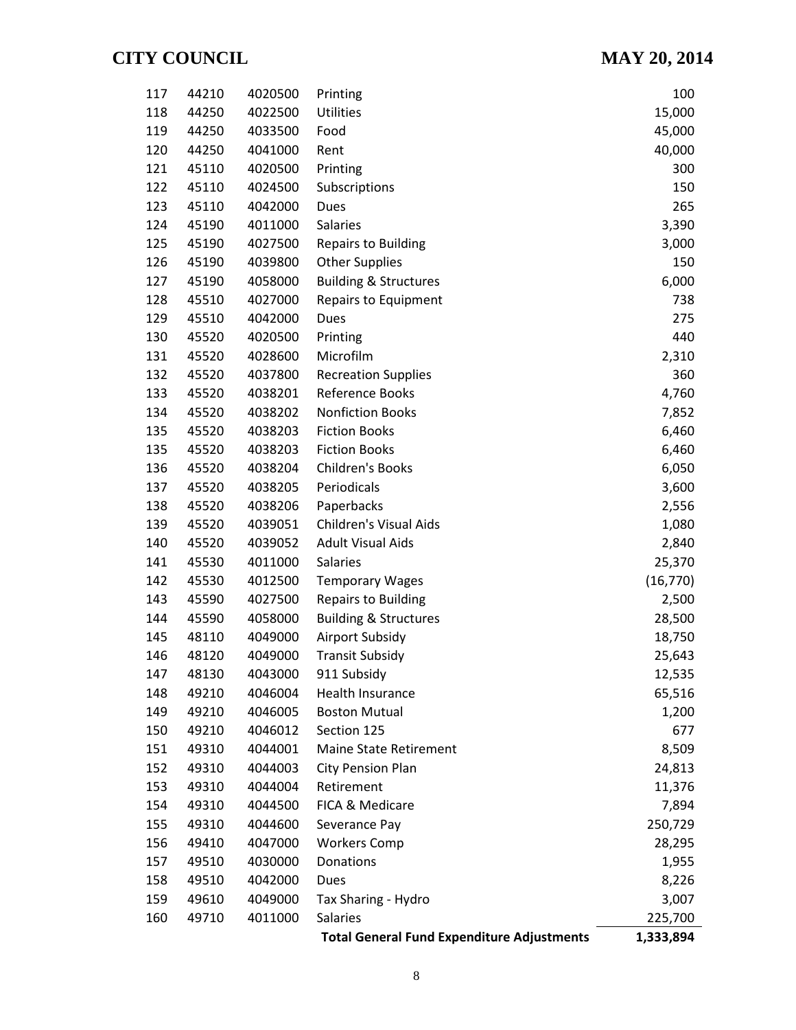| | | | | |
|---|---|---|---|---|
| 117 | 44210 | 4020500 | Printing | 100 |
| 118 | 44250 | 4022500 | Utilities | 15,000 |
| 119 | 44250 | 4033500 | Food | 45,000 |
| 120 | 44250 | 4041000 | Rent | 40,000 |
| 121 | 45110 | 4020500 | Printing | 300 |
| 122 | 45110 | 4024500 | Subscriptions | 150 |
| 123 | 45110 | 4042000 | Dues | 265 |
| 124 | 45190 | 4011000 | Salaries | 3,390 |
| 125 | 45190 | 4027500 | Repairs to Building | 3,000 |
| 126 | 45190 | 4039800 | Other Supplies | 150 |
| 127 | 45190 | 4058000 | Building & Structures | 6,000 |
| 128 | 45510 | 4027000 | Repairs to Equipment | 738 |
| 129 | 45510 | 4042000 | Dues | 275 |
| 130 | 45520 | 4020500 | Printing | 440 |
| 131 | 45520 | 4028600 | Microfilm | 2,310 |
| 132 | 45520 | 4037800 | Recreation Supplies | 360 |
| 133 | 45520 | 4038201 | Reference Books | 4,760 |
| 134 | 45520 | 4038202 | Nonfiction Books | 7,852 |
| 135 | 45520 | 4038203 | Fiction Books | 6,460 |
| 135 | 45520 | 4038203 | Fiction Books | 6,460 |
| 136 | 45520 | 4038204 | Children's Books | 6,050 |
| 137 | 45520 | 4038205 | Periodicals | 3,600 |
| 138 | 45520 | 4038206 | Paperbacks | 2,556 |
| 139 | 45520 | 4039051 | Children's Visual Aids | 1,080 |
| 140 | 45520 | 4039052 | Adult Visual Aids | 2,840 |
| 141 | 45530 | 4011000 | Salaries | 25,370 |
| 142 | 45530 | 4012500 | Temporary Wages | (16,770) |
| 143 | 45590 | 4027500 | Repairs to Building | 2,500 |
| 144 | 45590 | 4058000 | Building & Structures | 28,500 |
| 145 | 48110 | 4049000 | Airport Subsidy | 18,750 |
| 146 | 48120 | 4049000 | Transit Subsidy | 25,643 |
| 147 | 48130 | 4043000 | 911 Subsidy | 12,535 |
| 148 | 49210 | 4046004 | Health Insurance | 65,516 |
| 149 | 49210 | 4046005 | Boston Mutual | 1,200 |
| 150 | 49210 | 4046012 | Section 125 | 677 |
| 151 | 49310 | 4044001 | Maine State Retirement | 8,509 |
| 152 | 49310 | 4044003 | City Pension Plan | 24,813 |
| 153 | 49310 | 4044004 | Retirement | 11,376 |
| 154 | 49310 | 4044500 | FICA & Medicare | 7,894 |
| 155 | 49310 | 4044600 | Severance Pay | 250,729 |
| 156 | 49410 | 4047000 | Workers Comp | 28,295 |
| 157 | 49510 | 4030000 | Donations | 1,955 |
| 158 | 49510 | 4042000 | Dues | 8,226 |
| 159 | 49610 | 4049000 | Tax Sharing - Hydro | 3,007 |
| 160 | 49710 | 4011000 | Salaries | 225,700 |
| | | | **Total General Fund Expenditure Adjustments** | **1,333,894** |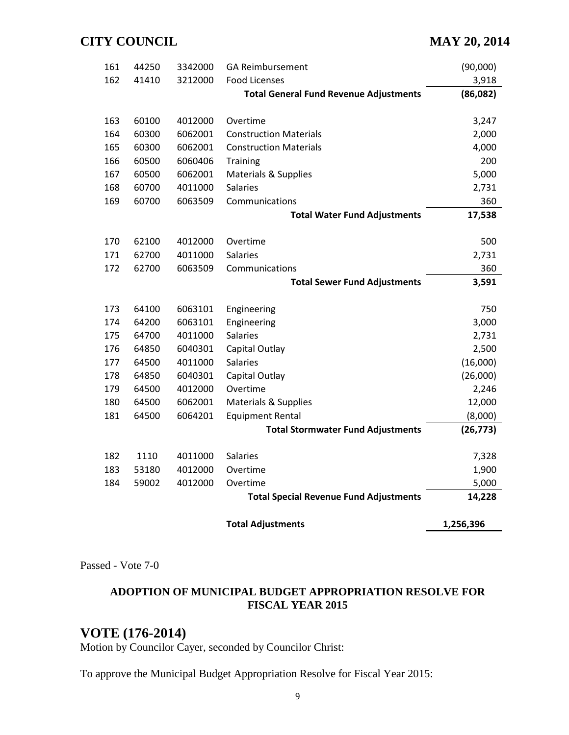| | | | | |
|---|---|---|---|---|
| 161 | 44250 | 3342000 | GA Reimbursement | (90,000) |
| 162 | 41410 | 3212000 | Food Licenses | 3,918 |
| | | | **Total General Fund Revenue Adjustments** | **(86,082)** |
| 163 | 60100 | 4012000 | Overtime | 3,247 |
| 164 | 60300 | 6062001 | Construction Materials | 2,000 |
| 165 | 60300 | 6062001 | Construction Materials | 4,000 |
| 166 | 60500 | 6060406 | Training | 200 |
| 167 | 60500 | 6062001 | Materials & Supplies | 5,000 |
| 168 | 60700 | 4011000 | Salaries | 2,731 |
| 169 | 60700 | 6063509 | Communications | 360 |
| | | | **Total Water Fund Adjustments** | **17,538** |
| 170 | 62100 | 4012000 | Overtime | 500 |
| 171 | 62700 | 4011000 | Salaries | 2,731 |
| 172 | 62700 | 6063509 | Communications | 360 |
| | | | **Total Sewer Fund Adjustments** | **3,591** |
| 173 | 64100 | 6063101 | Engineering | 750 |
| 174 | 64200 | 6063101 | Engineering | 3,000 |
| 175 | 64700 | 4011000 | Salaries | 2,731 |
| 176 | 64850 | 6040301 | Capital Outlay | 2,500 |
| 177 | 64500 | 4011000 | Salaries | (16,000) |
| 178 | 64850 | 6040301 | Capital Outlay | (26,000) |
| 179 | 64500 | 4012000 | Overtime | 2,246 |
| 180 | 64500 | 6062001 | Materials & Supplies | 12,000 |
| 181 | 64500 | 6064201 | Equipment Rental | (8,000) |
| | | | **Total Stormwater Fund Adjustments** | **(26,773)** |
| 182 | 1110 | 4011000 | Salaries | 7,328 |
| 183 | 53180 | 4012000 | Overtime | 1,900 |
| 184 | 59002 | 4012000 | Overtime | 5,000 |
| | | | **Total Special Revenue Fund Adjustments** | **14,228** |
| | | | **Total Adjustments** | **1,256,396** |

Passed - Vote 7-0

**ADOPTION OF MUNICIPAL BUDGET APPROPRIATION RESOLVE FOR FISCAL YEAR 2015**

## VOTE (176-2014)

Motion by Councilor Cayer, seconded by Councilor Christ:

To approve the Municipal Budget Appropriation Resolve for Fiscal Year 2015: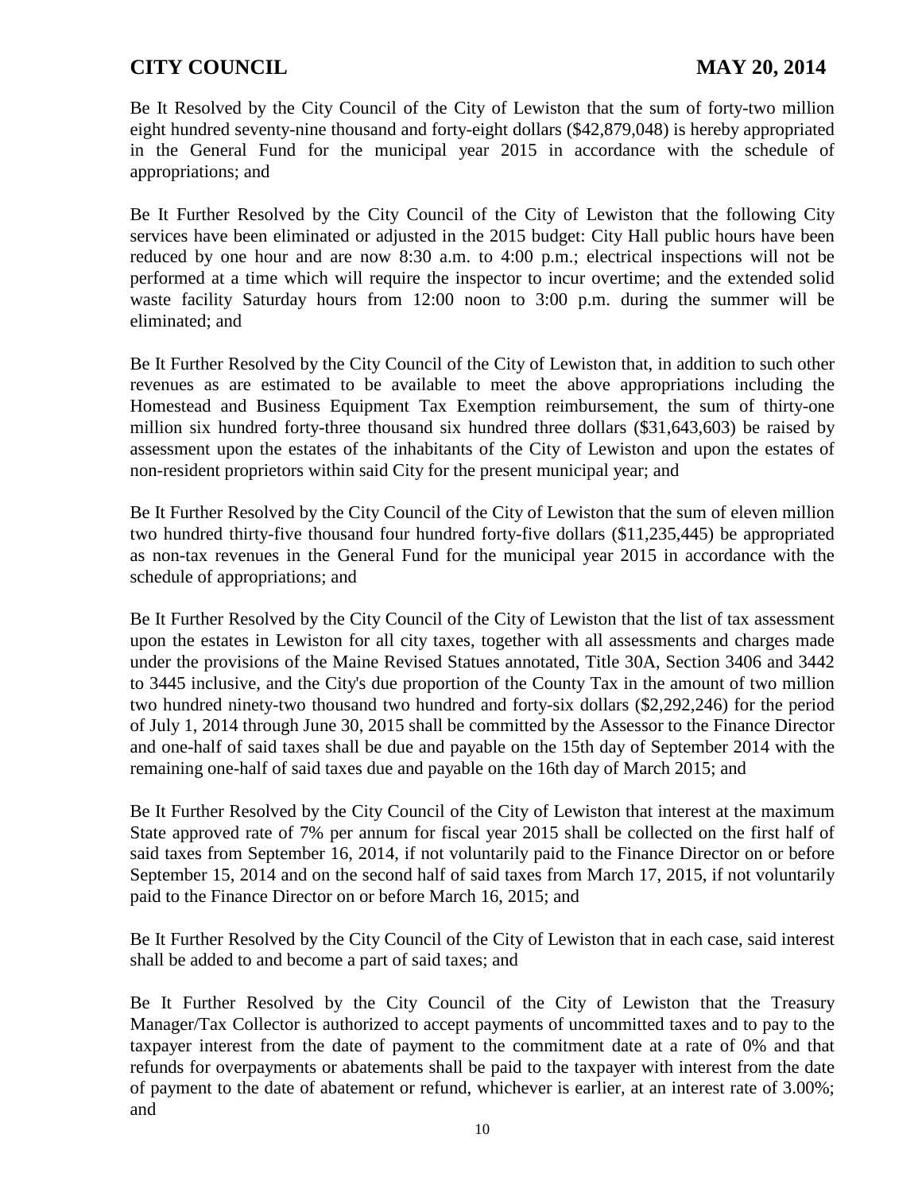Be It Resolved by the City Council of the City of Lewiston that the sum of forty-two million eight hundred seventy-nine thousand and forty-eight dollars ($42,879,048) is hereby appropriated in the General Fund for the municipal year 2015 in accordance with the schedule of appropriations; and

Be It Further Resolved by the City Council of the City of Lewiston that the following City services have been eliminated or adjusted in the 2015 budget: City Hall public hours have been reduced by one hour and are now 8:30 a.m. to 4:00 p.m.; electrical inspections will not be performed at a time which will require the inspector to incur overtime; and the extended solid waste facility Saturday hours from 12:00 noon to 3:00 p.m. during the summer will be eliminated; and

Be It Further Resolved by the City Council of the City of Lewiston that, in addition to such other revenues as are estimated to be available to meet the above appropriations including the Homestead and Business Equipment Tax Exemption reimbursement, the sum of thirty-one million six hundred forty-three thousand six hundred three dollars ($31,643,603) be raised by assessment upon the estates of the inhabitants of the City of Lewiston and upon the estates of non-resident proprietors within said City for the present municipal year; and

Be It Further Resolved by the City Council of the City of Lewiston that the sum of eleven million two hundred thirty-five thousand four hundred forty-five dollars ($11,235,445) be appropriated as non-tax revenues in the General Fund for the municipal year 2015 in accordance with the schedule of appropriations; and

Be It Further Resolved by the City Council of the City of Lewiston that the list of tax assessment upon the estates in Lewiston for all city taxes, together with all assessments and charges made under the provisions of the Maine Revised Statues annotated, Title 30A, Section 3406 and 3442 to 3445 inclusive, and the City's due proportion of the County Tax in the amount of two million two hundred ninety-two thousand two hundred and forty-six dollars ($2,292,246) for the period of July 1, 2014 through June 30, 2015 shall be committed by the Assessor to the Finance Director and one-half of said taxes shall be due and payable on the 15th day of September 2014 with the remaining one-half of said taxes due and payable on the 16th day of March 2015; and

Be It Further Resolved by the City Council of the City of Lewiston that interest at the maximum State approved rate of 7% per annum for fiscal year 2015 shall be collected on the first half of said taxes from September 16, 2014, if not voluntarily paid to the Finance Director on or before September 15, 2014 and on the second half of said taxes from March 17, 2015, if not voluntarily paid to the Finance Director on or before March 16, 2015; and

Be It Further Resolved by the City Council of the City of Lewiston that in each case, said interest shall be added to and become a part of said taxes; and

Be It Further Resolved by the City Council of the City of Lewiston that the Treasury Manager/Tax Collector is authorized to accept payments of uncommitted taxes and to pay to the taxpayer interest from the date of payment to the commitment date at a rate of 0% and that refunds for overpayments or abatements shall be paid to the taxpayer with interest from the date of payment to the date of abatement or refund, whichever is earlier, at an interest rate of 3.00%; and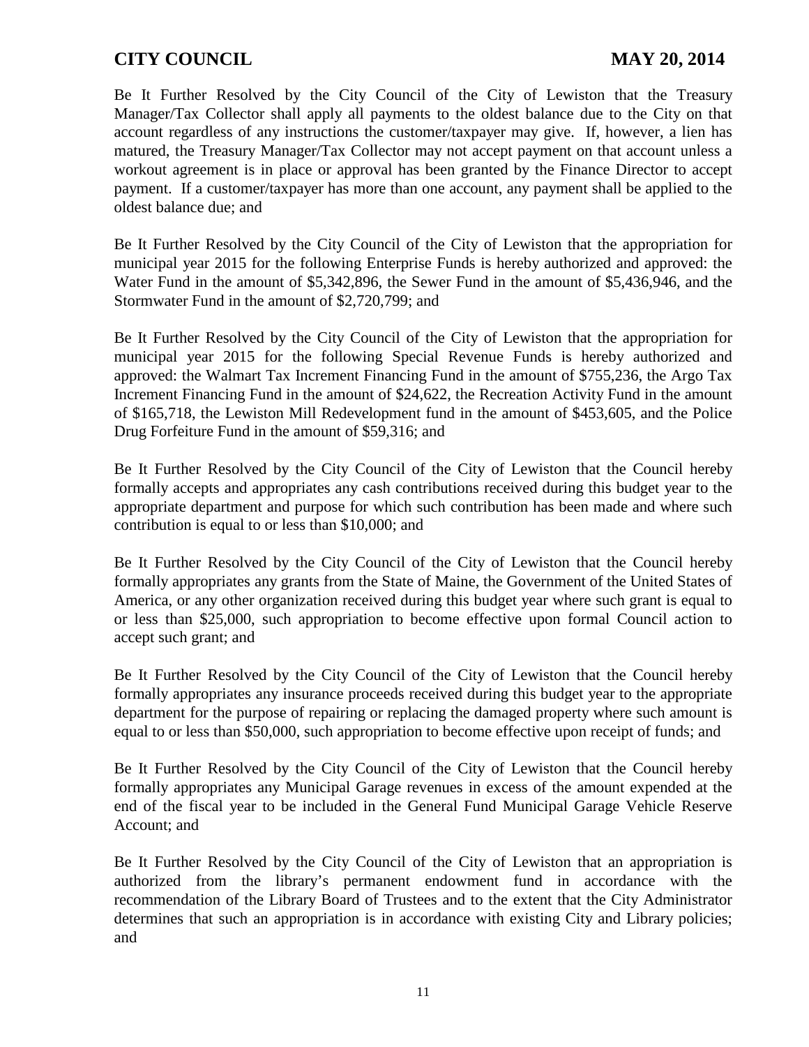Be It Further Resolved by the City Council of the City of Lewiston that the Treasury Manager/Tax Collector shall apply all payments to the oldest balance due to the City on that account regardless of any instructions the customer/taxpayer may give. If, however, a lien has matured, the Treasury Manager/Tax Collector may not accept payment on that account unless a workout agreement is in place or approval has been granted by the Finance Director to accept payment. If a customer/taxpayer has more than one account, any payment shall be applied to the oldest balance due; and

Be It Further Resolved by the City Council of the City of Lewiston that the appropriation for municipal year 2015 for the following Enterprise Funds is hereby authorized and approved: the Water Fund in the amount of $5,342,896, the Sewer Fund in the amount of $5,436,946, and the Stormwater Fund in the amount of $2,720,799; and

Be It Further Resolved by the City Council of the City of Lewiston that the appropriation for municipal year 2015 for the following Special Revenue Funds is hereby authorized and approved: the Walmart Tax Increment Financing Fund in the amount of $755,236, the Argo Tax Increment Financing Fund in the amount of $24,622, the Recreation Activity Fund in the amount of $165,718, the Lewiston Mill Redevelopment fund in the amount of $453,605, and the Police Drug Forfeiture Fund in the amount of $59,316; and

Be It Further Resolved by the City Council of the City of Lewiston that the Council hereby formally accepts and appropriates any cash contributions received during this budget year to the appropriate department and purpose for which such contribution has been made and where such contribution is equal to or less than $10,000; and

Be It Further Resolved by the City Council of the City of Lewiston that the Council hereby formally appropriates any grants from the State of Maine, the Government of the United States of America, or any other organization received during this budget year where such grant is equal to or less than $25,000, such appropriation to become effective upon formal Council action to accept such grant; and

Be It Further Resolved by the City Council of the City of Lewiston that the Council hereby formally appropriates any insurance proceeds received during this budget year to the appropriate department for the purpose of repairing or replacing the damaged property where such amount is equal to or less than $50,000, such appropriation to become effective upon receipt of funds; and

Be It Further Resolved by the City Council of the City of Lewiston that the Council hereby formally appropriates any Municipal Garage revenues in excess of the amount expended at the end of the fiscal year to be included in the General Fund Municipal Garage Vehicle Reserve Account; and

Be It Further Resolved by the City Council of the City of Lewiston that an appropriation is authorized from the library's permanent endowment fund in accordance with the recommendation of the Library Board of Trustees and to the extent that the City Administrator determines that such an appropriation is in accordance with existing City and Library policies; and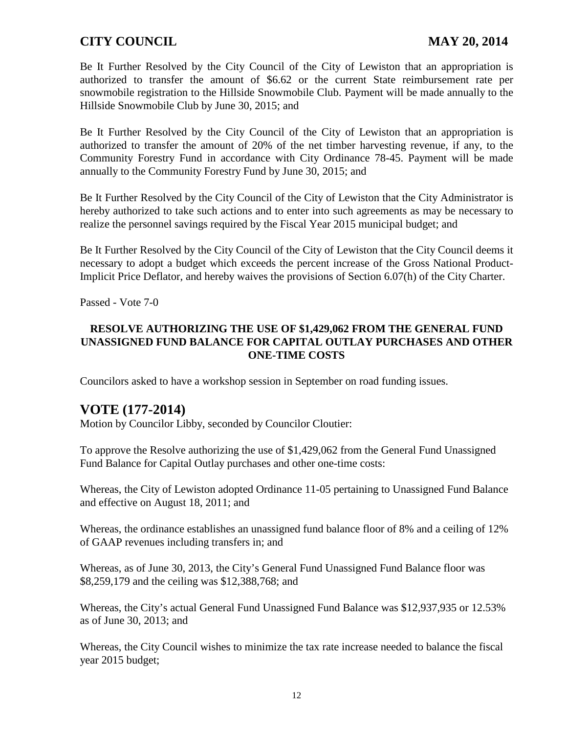Be It Further Resolved by the City Council of the City of Lewiston that an appropriation is authorized to transfer the amount of $6.62 or the current State reimbursement rate per snowmobile registration to the Hillside Snowmobile Club. Payment will be made annually to the Hillside Snowmobile Club by June 30, 2015; and

Be It Further Resolved by the City Council of the City of Lewiston that an appropriation is authorized to transfer the amount of 20% of the net timber harvesting revenue, if any, to the Community Forestry Fund in accordance with City Ordinance 78-45. Payment will be made annually to the Community Forestry Fund by June 30, 2015; and

Be It Further Resolved by the City Council of the City of Lewiston that the City Administrator is hereby authorized to take such actions and to enter into such agreements as may be necessary to realize the personnel savings required by the Fiscal Year 2015 municipal budget; and

Be It Further Resolved by the City Council of the City of Lewiston that the City Council deems it necessary to adopt a budget which exceeds the percent increase of the Gross National Product-Implicit Price Deflator, and hereby waives the provisions of Section 6.07(h) of the City Charter.

Passed - Vote 7-0

**RESOLVE AUTHORIZING THE USE OF $1,429,062 FROM THE GENERAL FUND UNASSIGNED FUND BALANCE FOR CAPITAL OUTLAY PURCHASES AND OTHER ONE-TIME COSTS**

Councilors asked to have a workshop session in September on road funding issues.

## VOTE (177-2014)

Motion by Councilor Libby, seconded by Councilor Cloutier:

To approve the Resolve authorizing the use of $1,429,062 from the General Fund Unassigned Fund Balance for Capital Outlay purchases and other one-time costs:

Whereas, the City of Lewiston adopted Ordinance 11-05 pertaining to Unassigned Fund Balance and effective on August 18, 2011; and

Whereas, the ordinance establishes an unassigned fund balance floor of 8% and a ceiling of 12% of GAAP revenues including transfers in; and

Whereas, as of June 30, 2013, the City's General Fund Unassigned Fund Balance floor was $8,259,179 and the ceiling was $12,388,768; and

Whereas, the City's actual General Fund Unassigned Fund Balance was $12,937,935 or 12.53% as of June 30, 2013; and

Whereas, the City Council wishes to minimize the tax rate increase needed to balance the fiscal year 2015 budget;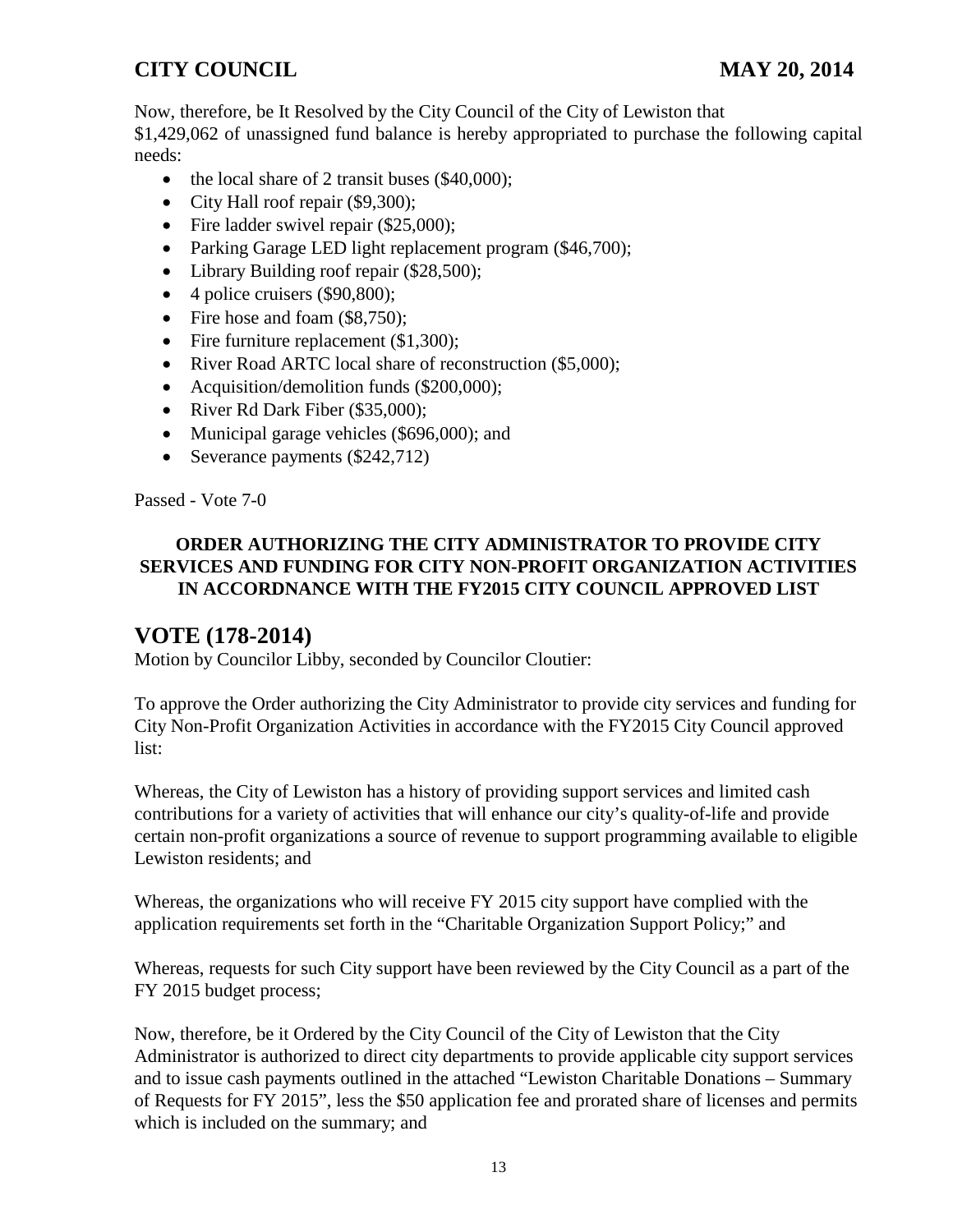Now, therefore, be It Resolved by the City Council of the City of Lewiston that $1,429,062 of unassigned fund balance is hereby appropriated to purchase the following capital needs:

- the local share of 2 transit buses ($40,000);
- City Hall roof repair ($9,300);
- Fire ladder swivel repair ($25,000);
- Parking Garage LED light replacement program ($46,700);
- Library Building roof repair ($28,500);
- 4 police cruisers ($90,800);
- Fire hose and foam ($8,750);
- Fire furniture replacement ($1,300);
- River Road ARTC local share of reconstruction ($5,000);
- Acquisition/demolition funds ($200,000);
- River Rd Dark Fiber ($35,000);
- Municipal garage vehicles ($696,000); and
- Severance payments ($242,712)

Passed - Vote 7-0

**ORDER AUTHORIZING THE CITY ADMINISTRATOR TO PROVIDE CITY SERVICES AND FUNDING FOR CITY NON-PROFIT ORGANIZATION ACTIVITIES IN ACCORDNANCE WITH THE FY2015 CITY COUNCIL APPROVED LIST**

## VOTE (178-2014)

Motion by Councilor Libby, seconded by Councilor Cloutier:

To approve the Order authorizing the City Administrator to provide city services and funding for City Non-Profit Organization Activities in accordance with the FY2015 City Council approved list:

Whereas, the City of Lewiston has a history of providing support services and limited cash contributions for a variety of activities that will enhance our city's quality-of-life and provide certain non-profit organizations a source of revenue to support programming available to eligible Lewiston residents; and

Whereas, the organizations who will receive FY 2015 city support have complied with the application requirements set forth in the "Charitable Organization Support Policy;" and

Whereas, requests for such City support have been reviewed by the City Council as a part of the FY 2015 budget process;

Now, therefore, be it Ordered by the City Council of the City of Lewiston that the City Administrator is authorized to direct city departments to provide applicable city support services and to issue cash payments outlined in the attached "Lewiston Charitable Donations – Summary of Requests for FY 2015", less the $50 application fee and prorated share of licenses and permits which is included on the summary; and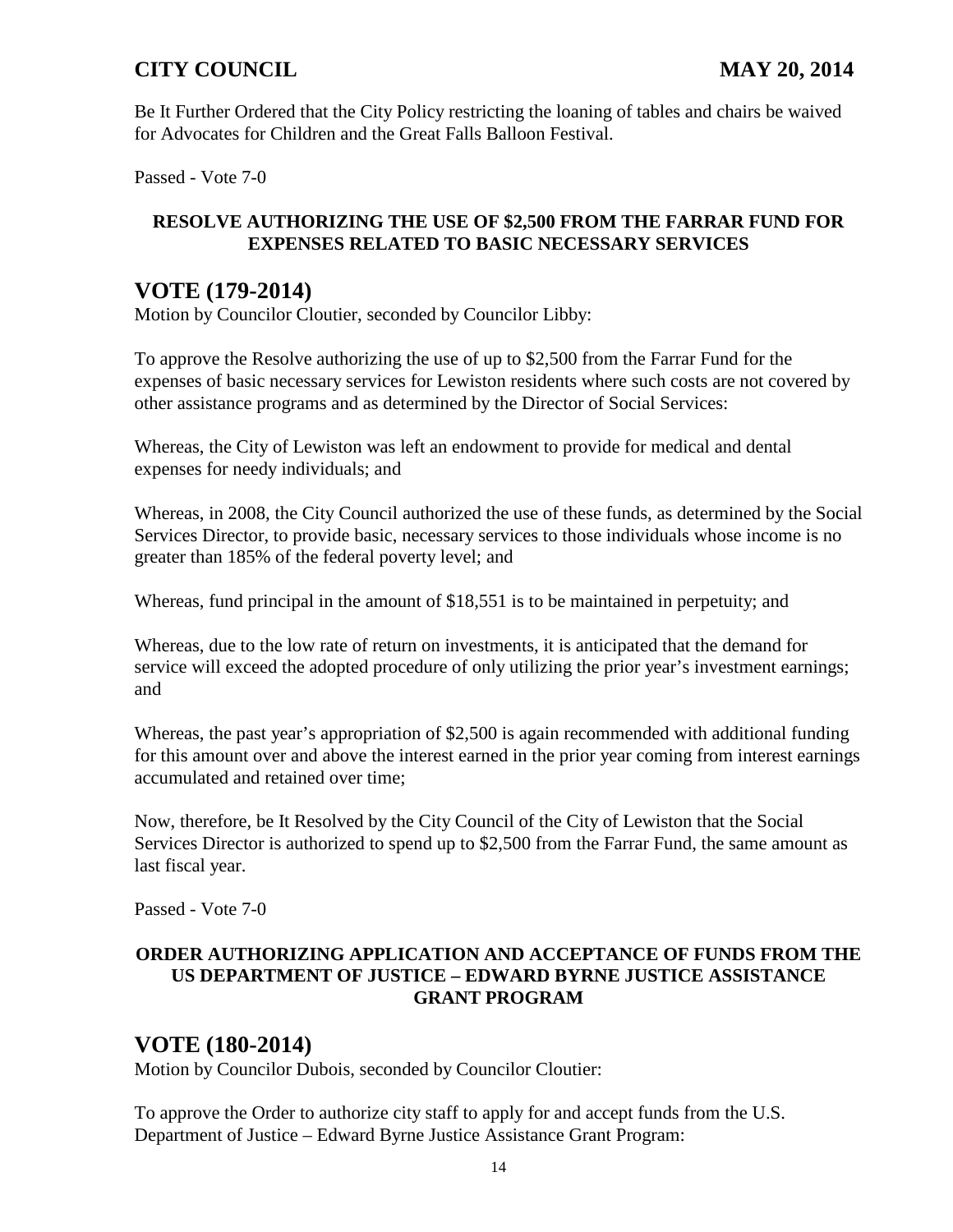Be It Further Ordered that the City Policy restricting the loaning of tables and chairs be waived for Advocates for Children and the Great Falls Balloon Festival.

Passed - Vote 7-0

**RESOLVE AUTHORIZING THE USE OF $2,500 FROM THE FARRAR FUND FOR EXPENSES RELATED TO BASIC NECESSARY SERVICES**

## VOTE (179-2014)

Motion by Councilor Cloutier, seconded by Councilor Libby:

To approve the Resolve authorizing the use of up to $2,500 from the Farrar Fund for the expenses of basic necessary services for Lewiston residents where such costs are not covered by other assistance programs and as determined by the Director of Social Services:

Whereas, the City of Lewiston was left an endowment to provide for medical and dental expenses for needy individuals; and

Whereas, in 2008, the City Council authorized the use of these funds, as determined by the Social Services Director, to provide basic, necessary services to those individuals whose income is no greater than 185% of the federal poverty level; and

Whereas, fund principal in the amount of $18,551 is to be maintained in perpetuity; and

Whereas, due to the low rate of return on investments, it is anticipated that the demand for service will exceed the adopted procedure of only utilizing the prior year's investment earnings; and

Whereas, the past year's appropriation of $2,500 is again recommended with additional funding for this amount over and above the interest earned in the prior year coming from interest earnings accumulated and retained over time;

Now, therefore, be It Resolved by the City Council of the City of Lewiston that the Social Services Director is authorized to spend up to $2,500 from the Farrar Fund, the same amount as last fiscal year.

Passed - Vote 7-0

**ORDER AUTHORIZING APPLICATION AND ACCEPTANCE OF FUNDS FROM THE US DEPARTMENT OF JUSTICE – EDWARD BYRNE JUSTICE ASSISTANCE GRANT PROGRAM**

## VOTE (180-2014)

Motion by Councilor Dubois, seconded by Councilor Cloutier:

To approve the Order to authorize city staff to apply for and accept funds from the U.S. Department of Justice – Edward Byrne Justice Assistance Grant Program: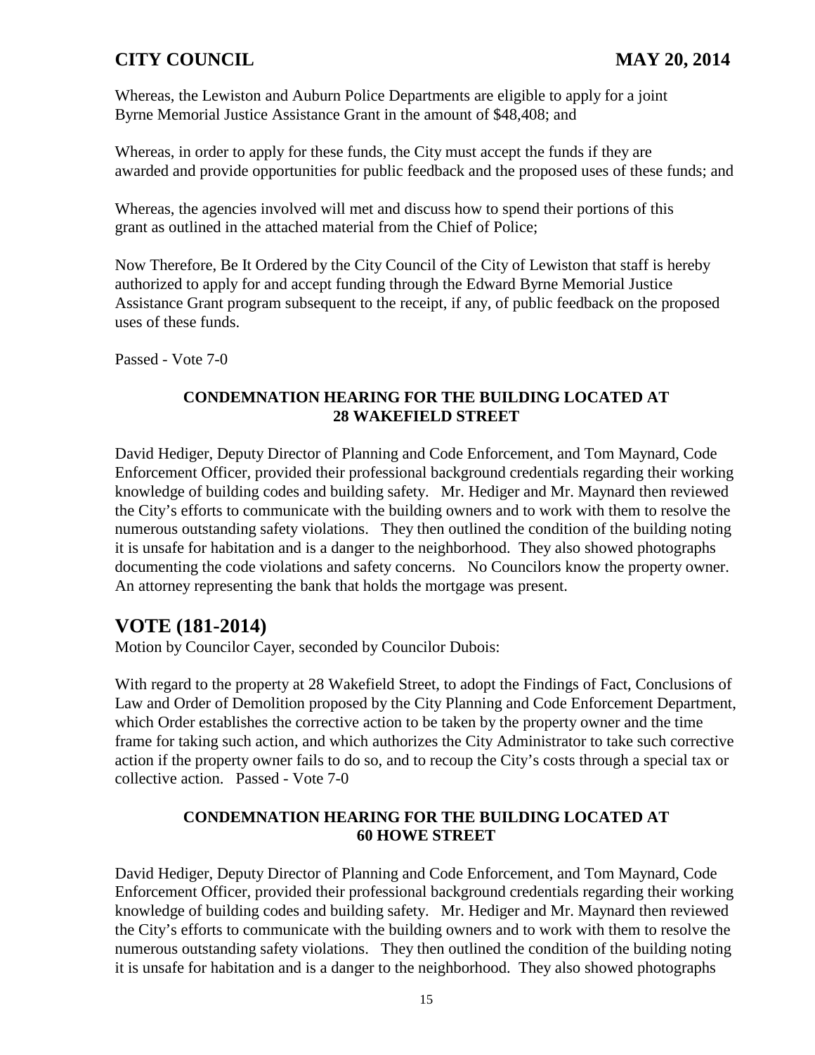Whereas, the Lewiston and Auburn Police Departments are eligible to apply for a joint Byrne Memorial Justice Assistance Grant in the amount of $48,408; and

Whereas, in order to apply for these funds, the City must accept the funds if they are awarded and provide opportunities for public feedback and the proposed uses of these funds; and

Whereas, the agencies involved will met and discuss how to spend their portions of this grant as outlined in the attached material from the Chief of Police;

Now Therefore, Be It Ordered by the City Council of the City of Lewiston that staff is hereby authorized to apply for and accept funding through the Edward Byrne Memorial Justice Assistance Grant program subsequent to the receipt, if any, of public feedback on the proposed uses of these funds.

Passed - Vote 7-0

**CONDEMNATION HEARING FOR THE BUILDING LOCATED AT 28 WAKEFIELD STREET**

David Hediger, Deputy Director of Planning and Code Enforcement, and Tom Maynard, Code Enforcement Officer, provided their professional background credentials regarding their working knowledge of building codes and building safety. Mr. Hediger and Mr. Maynard then reviewed the City's efforts to communicate with the building owners and to work with them to resolve the numerous outstanding safety violations. They then outlined the condition of the building noting it is unsafe for habitation and is a danger to the neighborhood. They also showed photographs documenting the code violations and safety concerns. No Councilors know the property owner. An attorney representing the bank that holds the mortgage was present.

## VOTE (181-2014)

Motion by Councilor Cayer, seconded by Councilor Dubois:

With regard to the property at 28 Wakefield Street, to adopt the Findings of Fact, Conclusions of Law and Order of Demolition proposed by the City Planning and Code Enforcement Department, which Order establishes the corrective action to be taken by the property owner and the time frame for taking such action, and which authorizes the City Administrator to take such corrective action if the property owner fails to do so, and to recoup the City's costs through a special tax or collective action. Passed - Vote 7-0

**CONDEMNATION HEARING FOR THE BUILDING LOCATED AT 60 HOWE STREET**

David Hediger, Deputy Director of Planning and Code Enforcement, and Tom Maynard, Code Enforcement Officer, provided their professional background credentials regarding their working knowledge of building codes and building safety. Mr. Hediger and Mr. Maynard then reviewed the City's efforts to communicate with the building owners and to work with them to resolve the numerous outstanding safety violations. They then outlined the condition of the building noting it is unsafe for habitation and is a danger to the neighborhood. They also showed photographs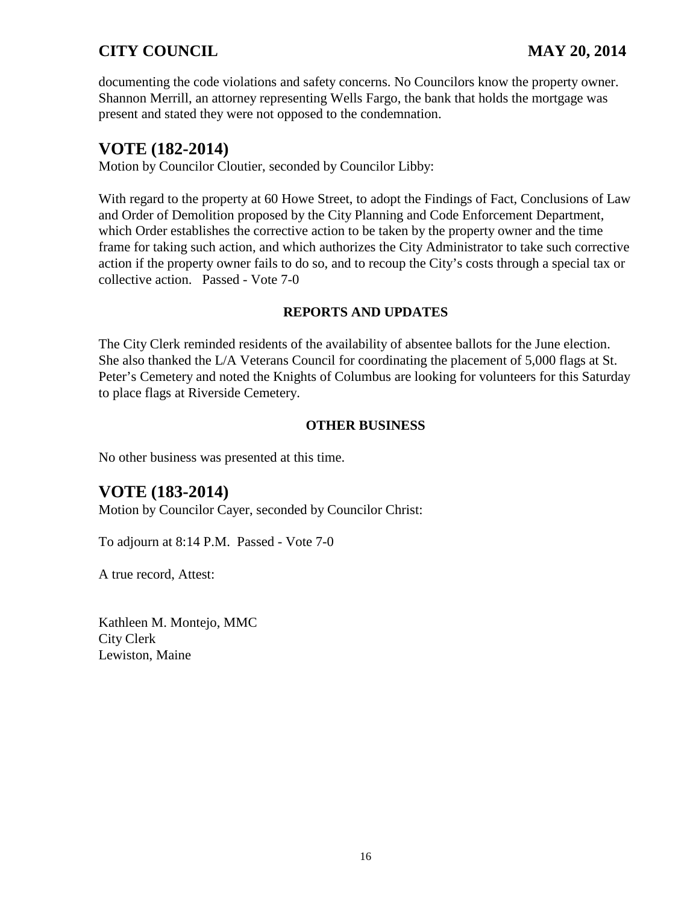documenting the code violations and safety concerns. No Councilors know the property owner. Shannon Merrill, an attorney representing Wells Fargo, the bank that holds the mortgage was present and stated they were not opposed to the condemnation.

## VOTE (182-2014)

Motion by Councilor Cloutier, seconded by Councilor Libby:

With regard to the property at 60 Howe Street, to adopt the Findings of Fact, Conclusions of Law and Order of Demolition proposed by the City Planning and Code Enforcement Department, which Order establishes the corrective action to be taken by the property owner and the time frame for taking such action, and which authorizes the City Administrator to take such corrective action if the property owner fails to do so, and to recoup the City's costs through a special tax or collective action. Passed - Vote 7-0

### REPORTS AND UPDATES

The City Clerk reminded residents of the availability of absentee ballots for the June election. She also thanked the L/A Veterans Council for coordinating the placement of 5,000 flags at St. Peter's Cemetery and noted the Knights of Columbus are looking for volunteers for this Saturday to place flags at Riverside Cemetery.

### OTHER BUSINESS

No other business was presented at this time.

## VOTE (183-2014)

Motion by Councilor Cayer, seconded by Councilor Christ:

To adjourn at 8:14 P.M. Passed - Vote 7-0

A true record, Attest:

Kathleen M. Montejo, MMC
City Clerk
Lewiston, Maine